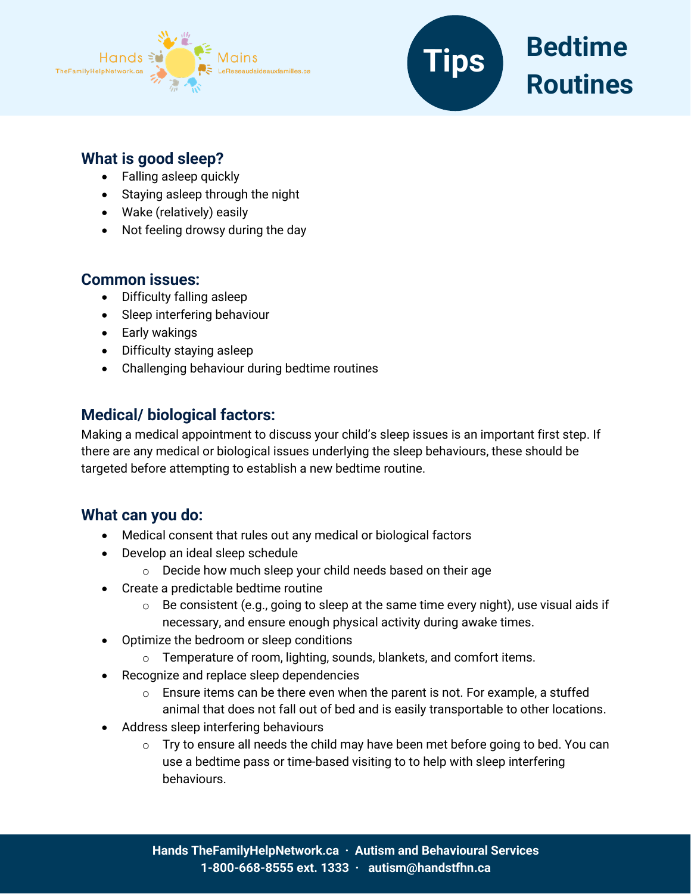Hands TheFamilyHelpNetwork.ca · Mains LeReseaudaideauxfamilles.ca

# Tips: Bedtime Routines

## What is good sleep?

- Falling asleep quickly
- Staying asleep through the night
- Wake (relatively) easily
- Not feeling drowsy during the day

## Common issues:

- Difficulty falling asleep
- Sleep interfering behaviour
- Early wakings
- Difficulty staying asleep
- Challenging behaviour during bedtime routines

## Medical/ biological factors:

Making a medical appointment to discuss your child's sleep issues is an important first step. If there are any medical or biological issues underlying the sleep behaviours, these should be targeted before attempting to establish a new bedtime routine.

## What can you do:

- Medical consent that rules out any medical or biological factors
- Develop an ideal sleep schedule
  - Decide how much sleep your child needs based on their age
- Create a predictable bedtime routine
  - Be consistent (e.g., going to sleep at the same time every night), use visual aids if necessary, and ensure enough physical activity during awake times.
- Optimize the bedroom or sleep conditions
  - Temperature of room, lighting, sounds, blankets, and comfort items.
- Recognize and replace sleep dependencies
  - Ensure items can be there even when the parent is not. For example, a stuffed animal that does not fall out of bed and is easily transportable to other locations.
- Address sleep interfering behaviours
  - Try to ensure all needs the child may have been met before going to bed. You can use a bedtime pass or time-based visiting to to help with sleep interfering behaviours.

**Hands TheFamilyHelpNetwork.ca · Autism and Behavioural Services**
**1-800-668-8555 ext. 1333 · autism@handstfhn.ca**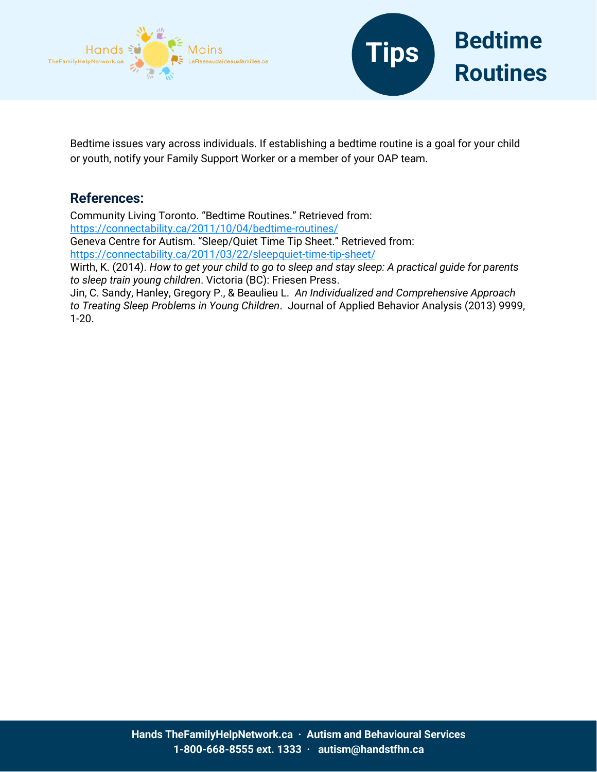Bedtime issues vary across individuals. If establishing a bedtime routine is a goal for your child or youth, notify your Family Support Worker or a member of your OAP team.

## References:

Community Living Toronto. “Bedtime Routines.” Retrieved from: [https://connectability.ca/2011/10/04/bedtime-routines/](https://connectability.ca/2011/10/04/bedtime-routines/)

Geneva Centre for Autism. “Sleep/Quiet Time Tip Sheet.” Retrieved from: [https://connectability.ca/2011/03/22/sleepquiet-time-tip-sheet/](https://connectability.ca/2011/03/22/sleepquiet-time-tip-sheet/)

Wirth, K. (2014). *How to get your child to go to sleep and stay sleep: A practical guide for parents to sleep train young children*. Victoria (BC): Friesen Press.

Jin, C. Sandy, Hanley, Gregory P., & Beaulieu L. *An Individualized and Comprehensive Approach to Treating Sleep Problems in Young Children*. Journal of Applied Behavior Analysis (2013) 9999, 1-20.